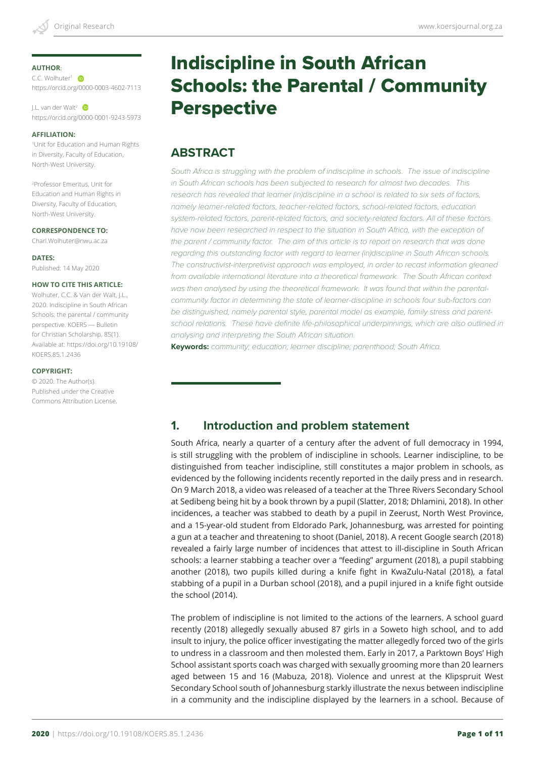# Indiscipline in South African Schools: the Parental / Community Perspective

**AUTHOR:**

C.C. Wolhuter[1]
https://orcid.org/0000-0003-4602-7113

J.L. van der Walt[2]
https://orcid.org/0000-0001-9243-5973

**AFFILIATION:**

[1]Unit for Education and Human Rights in Diversity, Faculty of Education, North-West University.

[2]Professor Emeritus, Unit for Education and Human Rights in Diversity, Faculty of Education, North-West University.

**CORRESPONDENCE TO:**

Charl.Wolhuter@nwu.ac.za

**DATES:**

Published: 14 May 2020

**HOW TO CITE THIS ARTICLE:**

Wolhuter, C.C. & Van der Walt, J.L., 2020. Indiscipline in South African Schools: the parental / community perspective. KOERS — Bulletin for Christian Scholarship, 85(1). Available at: https://doi.org/10.19108/KOERS.85.1.2436

**COPYRIGHT:**

© 2020. The Author(s). Published under the Creative Commons Attribution License.

## ABSTRACT

*South Africa is struggling with the problem of indiscipline in schools. The issue of indiscipline in South African schools has been subjected to research for almost two decades. This research has revealed that learner (in)discipline in a school is related to six sets of factors, namely learner-related factors, teacher-related factors, school-related factors, education system-related factors, parent-related factors, and society-related factors. All of these factors have now been researched in respect to the situation in South Africa, with the exception of the parent / community factor. The aim of this article is to report on research that was done regarding this outstanding factor with regard to learner (in)discipline in South African schools. The constructivist-interpretivist approach was employed, in order to recast information gleaned from available international literature into a theoretical framework. The South African context was then analysed by using the theoretical framework. It was found that within the parental-community factor in determining the state of learner-discipline in schools four sub-factors can be distinguished, namely parental style, parental model as example, family stress and parent-school relations. These have definite life-philosophical underpinnings, which are also outlined in analysing and interpreting the South African situation.*

**Keywords:** *community; education; learner discipline; parenthood; South Africa.*

## 1. Introduction and problem statement

South Africa, nearly a quarter of a century after the advent of full democracy in 1994, is still struggling with the problem of indiscipline in schools. Learner indiscipline, to be distinguished from teacher indiscipline, still constitutes a major problem in schools, as evidenced by the following incidents recently reported in the daily press and in research. On 9 March 2018, a video was released of a teacher at the Three Rivers Secondary School at Sedibeng being hit by a book thrown by a pupil (Slatter, 2018; Dhlamini, 2018). In other incidences, a teacher was stabbed to death by a pupil in Zeerust, North West Province, and a 15-year-old student from Eldorado Park, Johannesburg, was arrested for pointing a gun at a teacher and threatening to shoot (Daniel, 2018). A recent Google search (2018) revealed a fairly large number of incidences that attest to ill-discipline in South African schools: a learner stabbing a teacher over a "feeding" argument (2018), a pupil stabbing another (2018), two pupils killed during a knife fight in KwaZulu-Natal (2018), a fatal stabbing of a pupil in a Durban school (2018), and a pupil injured in a knife fight outside the school (2014).

The problem of indiscipline is not limited to the actions of the learners. A school guard recently (2018) allegedly sexually abused 87 girls in a Soweto high school, and to add insult to injury, the police officer investigating the matter allegedly forced two of the girls to undress in a classroom and then molested them. Early in 2017, a Parktown Boys' High School assistant sports coach was charged with sexually grooming more than 20 learners aged between 15 and 16 (Mabuza, 2018). Violence and unrest at the Klipspruit West Secondary School south of Johannesburg starkly illustrate the nexus between indiscipline in a community and the indiscipline displayed by the learners in a school. Because of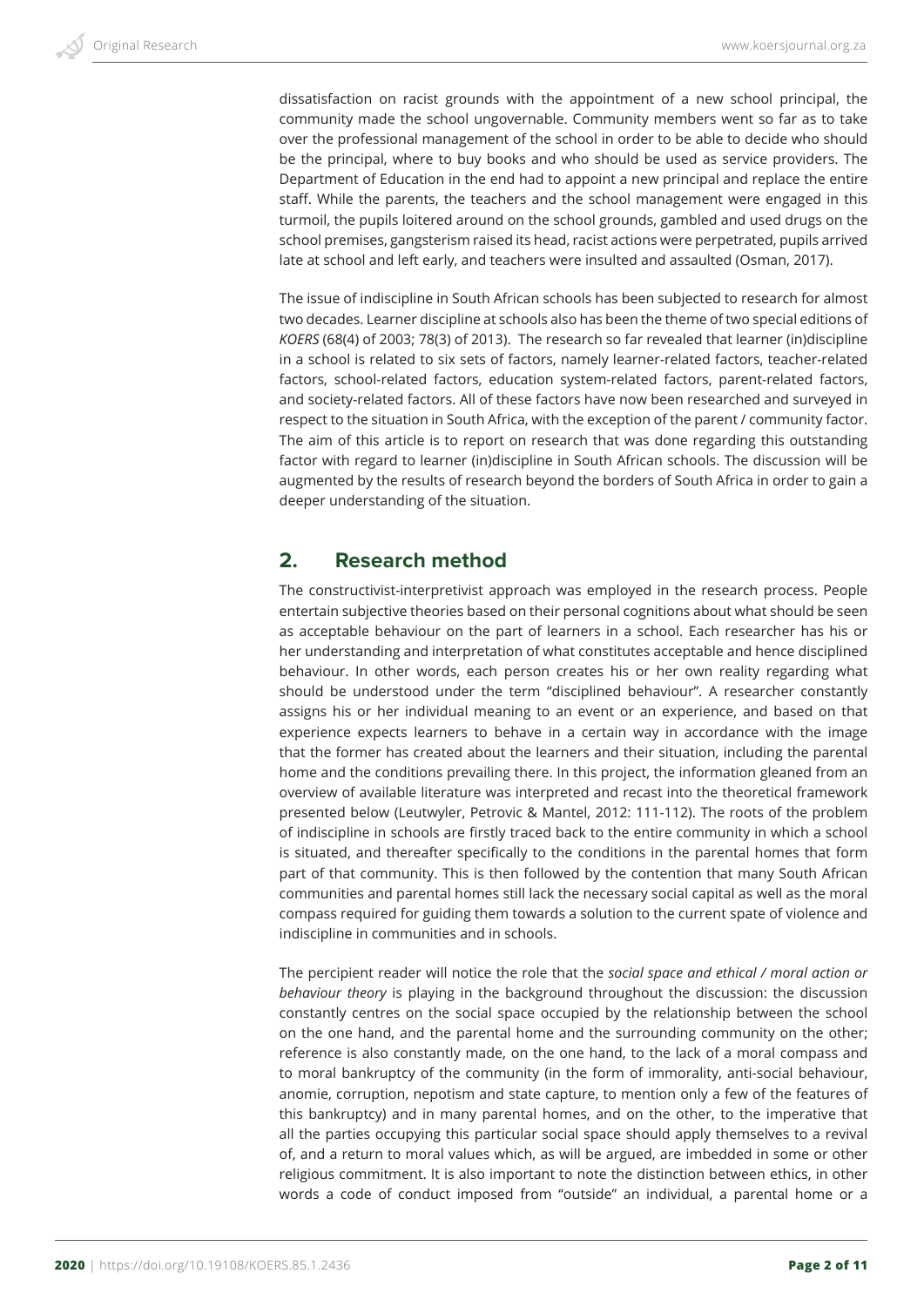dissatisfaction on racist grounds with the appointment of a new school principal, the community made the school ungovernable. Community members went so far as to take over the professional management of the school in order to be able to decide who should be the principal, where to buy books and who should be used as service providers. The Department of Education in the end had to appoint a new principal and replace the entire staff. While the parents, the teachers and the school management were engaged in this turmoil, the pupils loitered around on the school grounds, gambled and used drugs on the school premises, gangsterism raised its head, racist actions were perpetrated, pupils arrived late at school and left early, and teachers were insulted and assaulted (Osman, 2017).

The issue of indiscipline in South African schools has been subjected to research for almost two decades. Learner discipline at schools also has been the theme of two special editions of *KOERS* (68(4) of 2003; 78(3) of 2013). The research so far revealed that learner (in)discipline in a school is related to six sets of factors, namely learner-related factors, teacher-related factors, school-related factors, education system-related factors, parent-related factors, and society-related factors. All of these factors have now been researched and surveyed in respect to the situation in South Africa, with the exception of the parent / community factor. The aim of this article is to report on research that was done regarding this outstanding factor with regard to learner (in)discipline in South African schools. The discussion will be augmented by the results of research beyond the borders of South Africa in order to gain a deeper understanding of the situation.

## 2. Research method

The constructivist-interpretivist approach was employed in the research process. People entertain subjective theories based on their personal cognitions about what should be seen as acceptable behaviour on the part of learners in a school. Each researcher has his or her understanding and interpretation of what constitutes acceptable and hence disciplined behaviour. In other words, each person creates his or her own reality regarding what should be understood under the term "disciplined behaviour". A researcher constantly assigns his or her individual meaning to an event or an experience, and based on that experience expects learners to behave in a certain way in accordance with the image that the former has created about the learners and their situation, including the parental home and the conditions prevailing there. In this project, the information gleaned from an overview of available literature was interpreted and recast into the theoretical framework presented below (Leutwyler, Petrovic & Mantel, 2012: 111-112). The roots of the problem of indiscipline in schools are firstly traced back to the entire community in which a school is situated, and thereafter specifically to the conditions in the parental homes that form part of that community. This is then followed by the contention that many South African communities and parental homes still lack the necessary social capital as well as the moral compass required for guiding them towards a solution to the current spate of violence and indiscipline in communities and in schools.

The percipient reader will notice the role that the *social space and ethical / moral action or behaviour theory* is playing in the background throughout the discussion: the discussion constantly centres on the social space occupied by the relationship between the school on the one hand, and the parental home and the surrounding community on the other; reference is also constantly made, on the one hand, to the lack of a moral compass and to moral bankruptcy of the community (in the form of immorality, anti-social behaviour, anomie, corruption, nepotism and state capture, to mention only a few of the features of this bankruptcy) and in many parental homes, and on the other, to the imperative that all the parties occupying this particular social space should apply themselves to a revival of, and a return to moral values which, as will be argued, are imbedded in some or other religious commitment. It is also important to note the distinction between ethics, in other words a code of conduct imposed from "outside" an individual, a parental home or a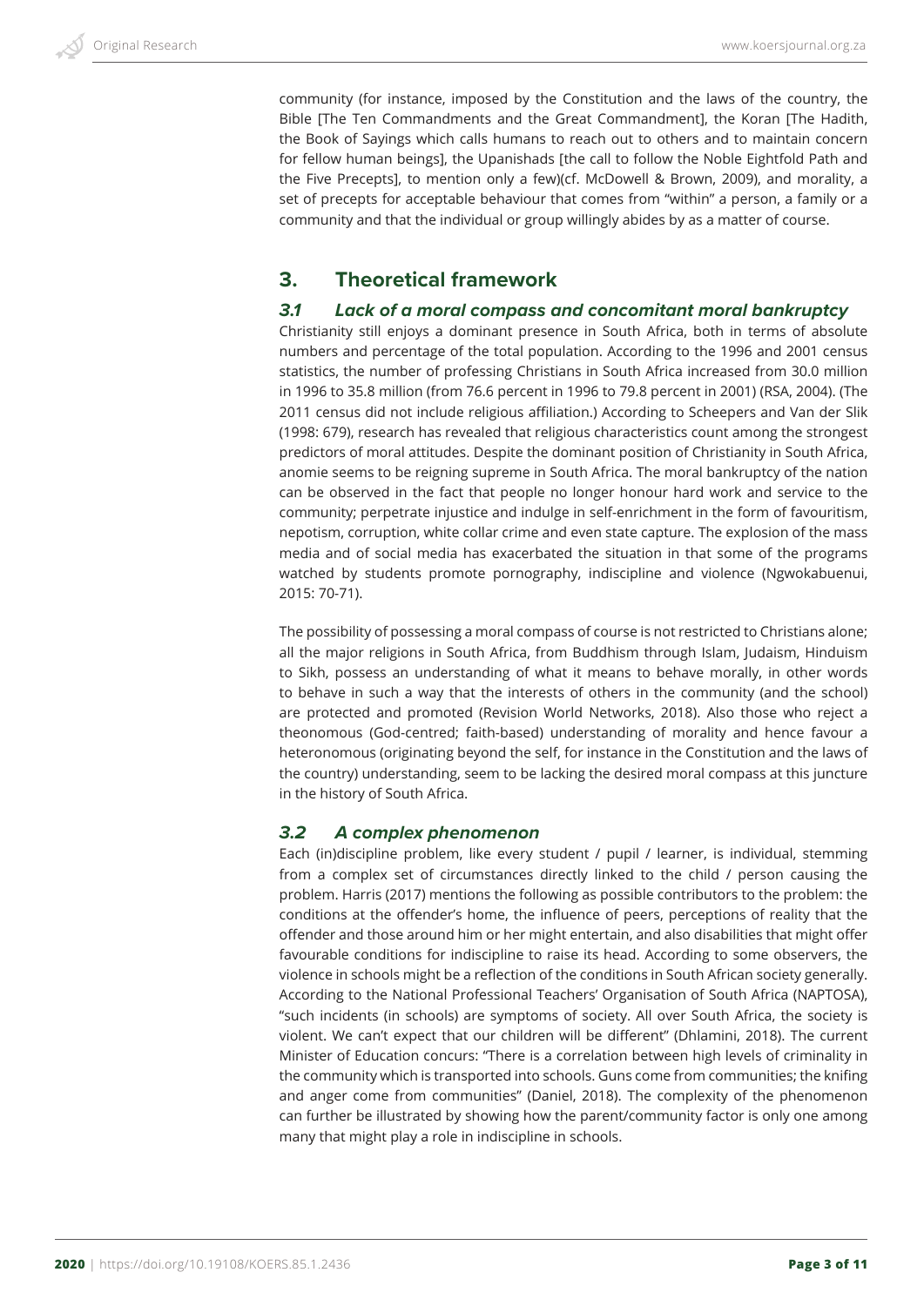community (for instance, imposed by the Constitution and the laws of the country, the Bible [The Ten Commandments and the Great Commandment], the Koran [The Hadith, the Book of Sayings which calls humans to reach out to others and to maintain concern for fellow human beings], the Upanishads [the call to follow the Noble Eightfold Path and the Five Precepts], to mention only a few)(cf. McDowell & Brown, 2009), and morality, a set of precepts for acceptable behaviour that comes from "within" a person, a family or a community and that the individual or group willingly abides by as a matter of course.

## 3. Theoretical framework

### *3.1 Lack of a moral compass and concomitant moral bankruptcy*

Christianity still enjoys a dominant presence in South Africa, both in terms of absolute numbers and percentage of the total population. According to the 1996 and 2001 census statistics, the number of professing Christians in South Africa increased from 30.0 million in 1996 to 35.8 million (from 76.6 percent in 1996 to 79.8 percent in 2001) (RSA, 2004). (The 2011 census did not include religious affiliation.) According to Scheepers and Van der Slik (1998: 679), research has revealed that religious characteristics count among the strongest predictors of moral attitudes. Despite the dominant position of Christianity in South Africa, anomie seems to be reigning supreme in South Africa. The moral bankruptcy of the nation can be observed in the fact that people no longer honour hard work and service to the community; perpetrate injustice and indulge in self-enrichment in the form of favouritism, nepotism, corruption, white collar crime and even state capture. The explosion of the mass media and of social media has exacerbated the situation in that some of the programs watched by students promote pornography, indiscipline and violence (Ngwokabuenui, 2015: 70-71).

The possibility of possessing a moral compass of course is not restricted to Christians alone; all the major religions in South Africa, from Buddhism through Islam, Judaism, Hinduism to Sikh, possess an understanding of what it means to behave morally, in other words to behave in such a way that the interests of others in the community (and the school) are protected and promoted (Revision World Networks, 2018). Also those who reject a theonomous (God-centred; faith-based) understanding of morality and hence favour a heteronomous (originating beyond the self, for instance in the Constitution and the laws of the country) understanding, seem to be lacking the desired moral compass at this juncture in the history of South Africa.

### *3.2 A complex phenomenon*

Each (in)discipline problem, like every student / pupil / learner, is individual, stemming from a complex set of circumstances directly linked to the child / person causing the problem. Harris (2017) mentions the following as possible contributors to the problem: the conditions at the offender's home, the influence of peers, perceptions of reality that the offender and those around him or her might entertain, and also disabilities that might offer favourable conditions for indiscipline to raise its head. According to some observers, the violence in schools might be a reflection of the conditions in South African society generally. According to the National Professional Teachers' Organisation of South Africa (NAPTOSA), "such incidents (in schools) are symptoms of society. All over South Africa, the society is violent. We can't expect that our children will be different" (Dhlamini, 2018). The current Minister of Education concurs: "There is a correlation between high levels of criminality in the community which is transported into schools. Guns come from communities; the knifing and anger come from communities" (Daniel, 2018). The complexity of the phenomenon can further be illustrated by showing how the parent/community factor is only one among many that might play a role in indiscipline in schools.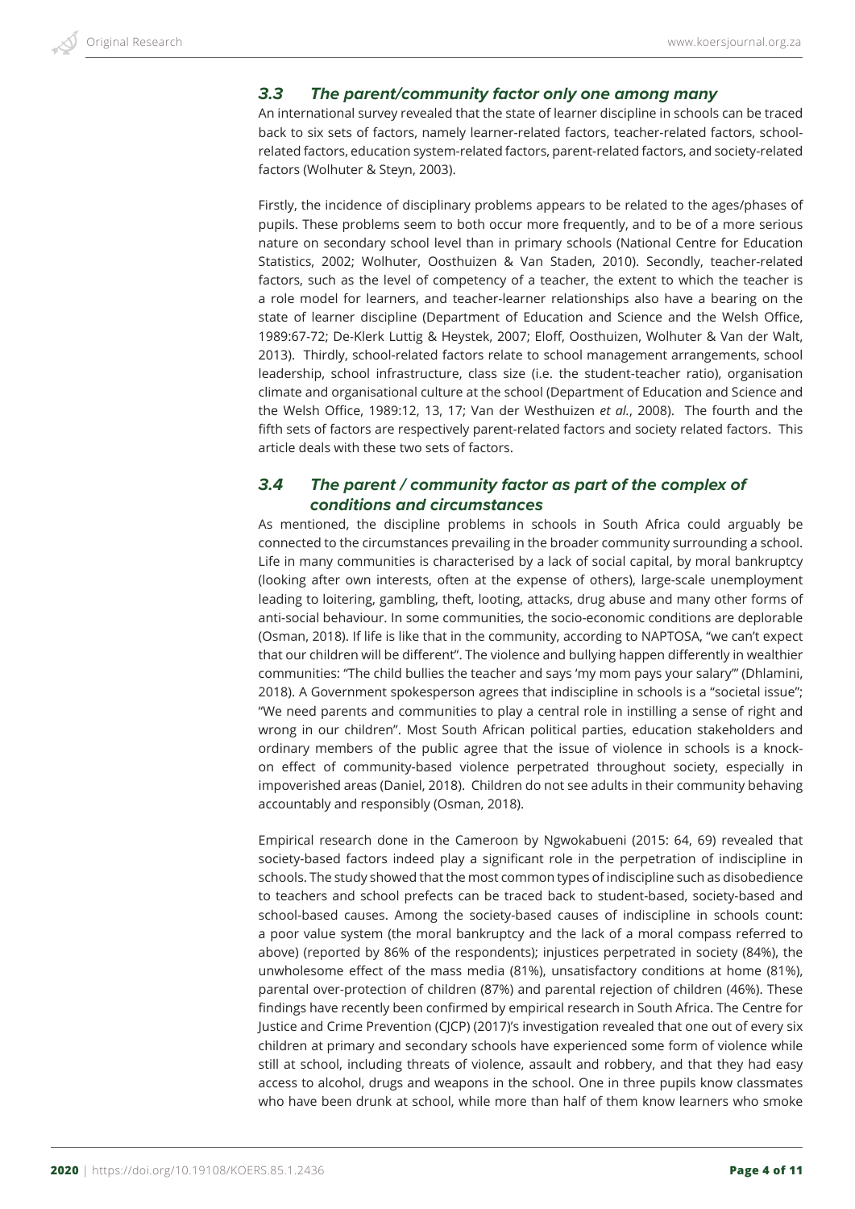### *3.3 The parent/community factor only one among many*

An international survey revealed that the state of learner discipline in schools can be traced back to six sets of factors, namely learner-related factors, teacher-related factors, school-related factors, education system-related factors, parent-related factors, and society-related factors (Wolhuter & Steyn, 2003).

Firstly, the incidence of disciplinary problems appears to be related to the ages/phases of pupils. These problems seem to both occur more frequently, and to be of a more serious nature on secondary school level than in primary schools (National Centre for Education Statistics, 2002; Wolhuter, Oosthuizen & Van Staden, 2010). Secondly, teacher-related factors, such as the level of competency of a teacher, the extent to which the teacher is a role model for learners, and teacher-learner relationships also have a bearing on the state of learner discipline (Department of Education and Science and the Welsh Office, 1989:67-72; De-Klerk Luttig & Heystek, 2007; Eloff, Oosthuizen, Wolhuter & Van der Walt, 2013). Thirdly, school-related factors relate to school management arrangements, school leadership, school infrastructure, class size (i.e. the student-teacher ratio), organisation climate and organisational culture at the school (Department of Education and Science and the Welsh Office, 1989:12, 13, 17; Van der Westhuizen *et al.*, 2008). The fourth and the fifth sets of factors are respectively parent-related factors and society related factors. This article deals with these two sets of factors.

### *3.4 The parent / community factor as part of the complex of conditions and circumstances*

As mentioned, the discipline problems in schools in South Africa could arguably be connected to the circumstances prevailing in the broader community surrounding a school. Life in many communities is characterised by a lack of social capital, by moral bankruptcy (looking after own interests, often at the expense of others), large-scale unemployment leading to loitering, gambling, theft, looting, attacks, drug abuse and many other forms of anti-social behaviour. In some communities, the socio-economic conditions are deplorable (Osman, 2018). If life is like that in the community, according to NAPTOSA, "we can't expect that our children will be different". The violence and bullying happen differently in wealthier communities: "The child bullies the teacher and says 'my mom pays your salary'" (Dhlamini, 2018). A Government spokesperson agrees that indiscipline in schools is a "societal issue"; "We need parents and communities to play a central role in instilling a sense of right and wrong in our children". Most South African political parties, education stakeholders and ordinary members of the public agree that the issue of violence in schools is a knock-on effect of community-based violence perpetrated throughout society, especially in impoverished areas (Daniel, 2018). Children do not see adults in their community behaving accountably and responsibly (Osman, 2018).

Empirical research done in the Cameroon by Ngwokabueni (2015: 64, 69) revealed that society-based factors indeed play a significant role in the perpetration of indiscipline in schools. The study showed that the most common types of indiscipline such as disobedience to teachers and school prefects can be traced back to student-based, society-based and school-based causes. Among the society-based causes of indiscipline in schools count: a poor value system (the moral bankruptcy and the lack of a moral compass referred to above) (reported by 86% of the respondents); injustices perpetrated in society (84%), the unwholesome effect of the mass media (81%), unsatisfactory conditions at home (81%), parental over-protection of children (87%) and parental rejection of children (46%). These findings have recently been confirmed by empirical research in South Africa. The Centre for Justice and Crime Prevention (CJCP) (2017)'s investigation revealed that one out of every six children at primary and secondary schools have experienced some form of violence while still at school, including threats of violence, assault and robbery, and that they had easy access to alcohol, drugs and weapons in the school. One in three pupils know classmates who have been drunk at school, while more than half of them know learners who smoke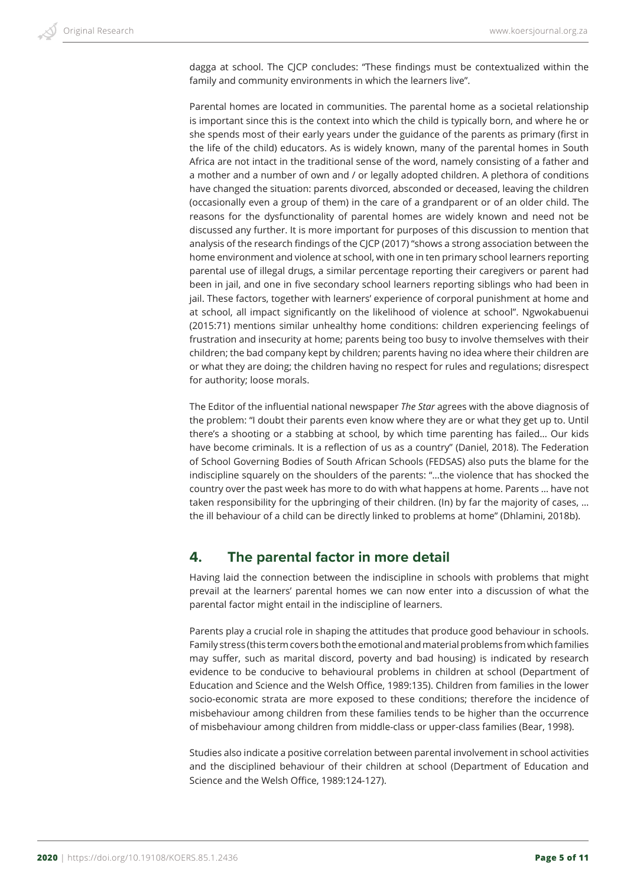dagga at school. The CJCP concludes: "These findings must be contextualized within the family and community environments in which the learners live".

Parental homes are located in communities. The parental home as a societal relationship is important since this is the context into which the child is typically born, and where he or she spends most of their early years under the guidance of the parents as primary (first in the life of the child) educators. As is widely known, many of the parental homes in South Africa are not intact in the traditional sense of the word, namely consisting of a father and a mother and a number of own and / or legally adopted children. A plethora of conditions have changed the situation: parents divorced, absconded or deceased, leaving the children (occasionally even a group of them) in the care of a grandparent or of an older child. The reasons for the dysfunctionality of parental homes are widely known and need not be discussed any further. It is more important for purposes of this discussion to mention that analysis of the research findings of the CJCP (2017) "shows a strong association between the home environment and violence at school, with one in ten primary school learners reporting parental use of illegal drugs, a similar percentage reporting their caregivers or parent had been in jail, and one in five secondary school learners reporting siblings who had been in jail. These factors, together with learners' experience of corporal punishment at home and at school, all impact significantly on the likelihood of violence at school". Ngwokabuenui (2015:71) mentions similar unhealthy home conditions: children experiencing feelings of frustration and insecurity at home; parents being too busy to involve themselves with their children; the bad company kept by children; parents having no idea where their children are or what they are doing; the children having no respect for rules and regulations; disrespect for authority; loose morals.

The Editor of the influential national newspaper *The Star* agrees with the above diagnosis of the problem: "I doubt their parents even know where they are or what they get up to. Until there's a shooting or a stabbing at school, by which time parenting has failed... Our kids have become criminals. It is a reflection of us as a country" (Daniel, 2018). The Federation of School Governing Bodies of South African Schools (FEDSAS) also puts the blame for the indiscipline squarely on the shoulders of the parents: "...the violence that has shocked the country over the past week has more to do with what happens at home. Parents ... have not taken responsibility for the upbringing of their children. (In) by far the majority of cases, ... the ill behaviour of a child can be directly linked to problems at home" (Dhlamini, 2018b).

## 4. The parental factor in more detail

Having laid the connection between the indiscipline in schools with problems that might prevail at the learners' parental homes we can now enter into a discussion of what the parental factor might entail in the indiscipline of learners.

Parents play a crucial role in shaping the attitudes that produce good behaviour in schools. Family stress (this term covers both the emotional and material problems from which families may suffer, such as marital discord, poverty and bad housing) is indicated by research evidence to be conducive to behavioural problems in children at school (Department of Education and Science and the Welsh Office, 1989:135). Children from families in the lower socio-economic strata are more exposed to these conditions; therefore the incidence of misbehaviour among children from these families tends to be higher than the occurrence of misbehaviour among children from middle-class or upper-class families (Bear, 1998).

Studies also indicate a positive correlation between parental involvement in school activities and the disciplined behaviour of their children at school (Department of Education and Science and the Welsh Office, 1989:124-127).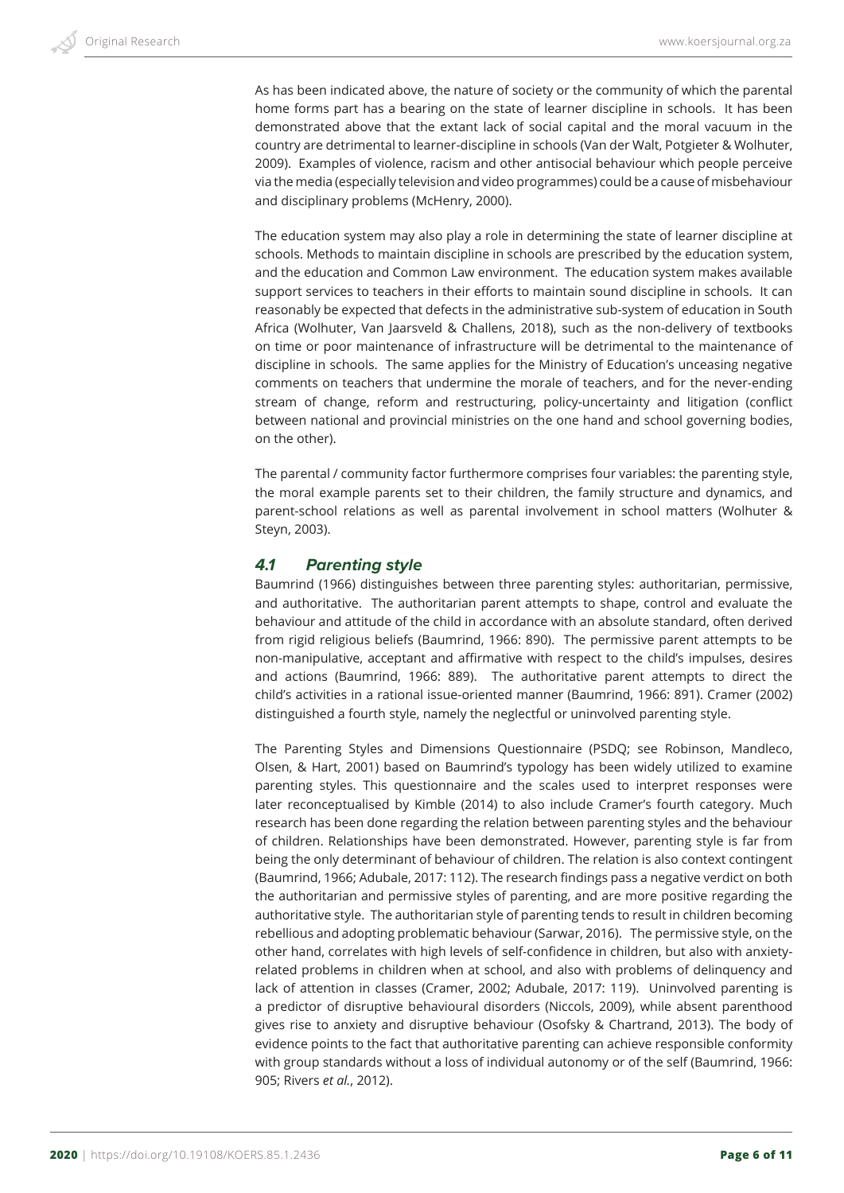As has been indicated above, the nature of society or the community of which the parental home forms part has a bearing on the state of learner discipline in schools. It has been demonstrated above that the extant lack of social capital and the moral vacuum in the country are detrimental to learner-discipline in schools (Van der Walt, Potgieter & Wolhuter, 2009). Examples of violence, racism and other antisocial behaviour which people perceive via the media (especially television and video programmes) could be a cause of misbehaviour and disciplinary problems (McHenry, 2000).

The education system may also play a role in determining the state of learner discipline at schools. Methods to maintain discipline in schools are prescribed by the education system, and the education and Common Law environment. The education system makes available support services to teachers in their efforts to maintain sound discipline in schools. It can reasonably be expected that defects in the administrative sub-system of education in South Africa (Wolhuter, Van Jaarsveld & Challens, 2018), such as the non-delivery of textbooks on time or poor maintenance of infrastructure will be detrimental to the maintenance of discipline in schools. The same applies for the Ministry of Education's unceasing negative comments on teachers that undermine the morale of teachers, and for the never-ending stream of change, reform and restructuring, policy-uncertainty and litigation (conflict between national and provincial ministries on the one hand and school governing bodies, on the other).

The parental / community factor furthermore comprises four variables: the parenting style, the moral example parents set to their children, the family structure and dynamics, and parent-school relations as well as parental involvement in school matters (Wolhuter & Steyn, 2003).

### 4.1 Parenting style

Baumrind (1966) distinguishes between three parenting styles: authoritarian, permissive, and authoritative. The authoritarian parent attempts to shape, control and evaluate the behaviour and attitude of the child in accordance with an absolute standard, often derived from rigid religious beliefs (Baumrind, 1966: 890). The permissive parent attempts to be non-manipulative, acceptant and affirmative with respect to the child's impulses, desires and actions (Baumrind, 1966: 889). The authoritative parent attempts to direct the child's activities in a rational issue-oriented manner (Baumrind, 1966: 891). Cramer (2002) distinguished a fourth style, namely the neglectful or uninvolved parenting style.

The Parenting Styles and Dimensions Questionnaire (PSDQ; see Robinson, Mandleco, Olsen, & Hart, 2001) based on Baumrind's typology has been widely utilized to examine parenting styles. This questionnaire and the scales used to interpret responses were later reconceptualised by Kimble (2014) to also include Cramer's fourth category. Much research has been done regarding the relation between parenting styles and the behaviour of children. Relationships have been demonstrated. However, parenting style is far from being the only determinant of behaviour of children. The relation is also context contingent (Baumrind, 1966; Adubale, 2017: 112). The research findings pass a negative verdict on both the authoritarian and permissive styles of parenting, and are more positive regarding the authoritative style. The authoritarian style of parenting tends to result in children becoming rebellious and adopting problematic behaviour (Sarwar, 2016). The permissive style, on the other hand, correlates with high levels of self-confidence in children, but also with anxiety-related problems in children when at school, and also with problems of delinquency and lack of attention in classes (Cramer, 2002; Adubale, 2017: 119). Uninvolved parenting is a predictor of disruptive behavioural disorders (Niccols, 2009), while absent parenthood gives rise to anxiety and disruptive behaviour (Osofsky & Chartrand, 2013). The body of evidence points to the fact that authoritative parenting can achieve responsible conformity with group standards without a loss of individual autonomy or of the self (Baumrind, 1966: 905; Rivers *et al.*, 2012).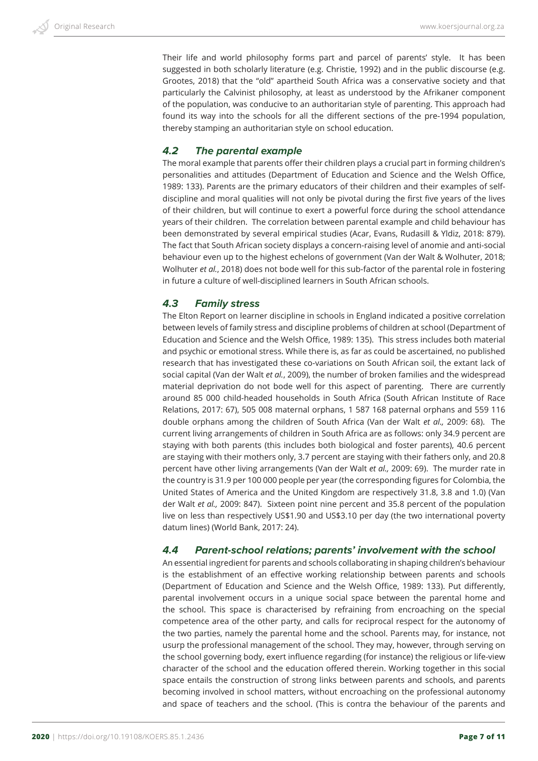Their life and world philosophy forms part and parcel of parents' style. It has been suggested in both scholarly literature (e.g. Christie, 1992) and in the public discourse (e.g. Grootes, 2018) that the "old" apartheid South Africa was a conservative society and that particularly the Calvinist philosophy, at least as understood by the Afrikaner component of the population, was conducive to an authoritarian style of parenting. This approach had found its way into the schools for all the different sections of the pre-1994 population, thereby stamping an authoritarian style on school education.

### *4.2 The parental example*

The moral example that parents offer their children plays a crucial part in forming children's personalities and attitudes (Department of Education and Science and the Welsh Office, 1989: 133). Parents are the primary educators of their children and their examples of self-discipline and moral qualities will not only be pivotal during the first five years of the lives of their children, but will continue to exert a powerful force during the school attendance years of their children. The correlation between parental example and child behaviour has been demonstrated by several empirical studies (Acar, Evans, Rudasill & Yldiz, 2018: 879). The fact that South African society displays a concern-raising level of anomie and anti-social behaviour even up to the highest echelons of government (Van der Walt & Wolhuter, 2018; Wolhuter *et al.*, 2018) does not bode well for this sub-factor of the parental role in fostering in future a culture of well-disciplined learners in South African schools.

### *4.3 Family stress*

The Elton Report on learner discipline in schools in England indicated a positive correlation between levels of family stress and discipline problems of children at school (Department of Education and Science and the Welsh Office, 1989: 135). This stress includes both material and psychic or emotional stress. While there is, as far as could be ascertained, no published research that has investigated these co-variations on South African soil, the extant lack of social capital (Van der Walt *et al.*, 2009), the number of broken families and the widespread material deprivation do not bode well for this aspect of parenting. There are currently around 85 000 child-headed households in South Africa (South African Institute of Race Relations, 2017: 67), 505 008 maternal orphans, 1 587 168 paternal orphans and 559 116 double orphans among the children of South Africa (Van der Walt *et al.,* 2009: 68). The current living arrangements of children in South Africa are as follows: only 34.9 percent are staying with both parents (this includes both biological and foster parents), 40.6 percent are staying with their mothers only, 3.7 percent are staying with their fathers only, and 20.8 percent have other living arrangements (Van der Walt *et al.,* 2009: 69). The murder rate in the country is 31.9 per 100 000 people per year (the corresponding figures for Colombia, the United States of America and the United Kingdom are respectively 31.8, 3.8 and 1.0) (Van der Walt *et al.,* 2009: 847). Sixteen point nine percent and 35.8 percent of the population live on less than respectively US$1.90 and US$3.10 per day (the two international poverty datum lines) (World Bank, 2017: 24).

### *4.4 Parent-school relations; parents' involvement with the school*

An essential ingredient for parents and schools collaborating in shaping children's behaviour is the establishment of an effective working relationship between parents and schools (Department of Education and Science and the Welsh Office, 1989: 133). Put differently, parental involvement occurs in a unique social space between the parental home and the school. This space is characterised by refraining from encroaching on the special competence area of the other party, and calls for reciprocal respect for the autonomy of the two parties, namely the parental home and the school. Parents may, for instance, not usurp the professional management of the school. They may, however, through serving on the school governing body, exert influence regarding (for instance) the religious or life-view character of the school and the education offered therein. Working together in this social space entails the construction of strong links between parents and schools, and parents becoming involved in school matters, without encroaching on the professional autonomy and space of teachers and the school. (This is contra the behaviour of the parents and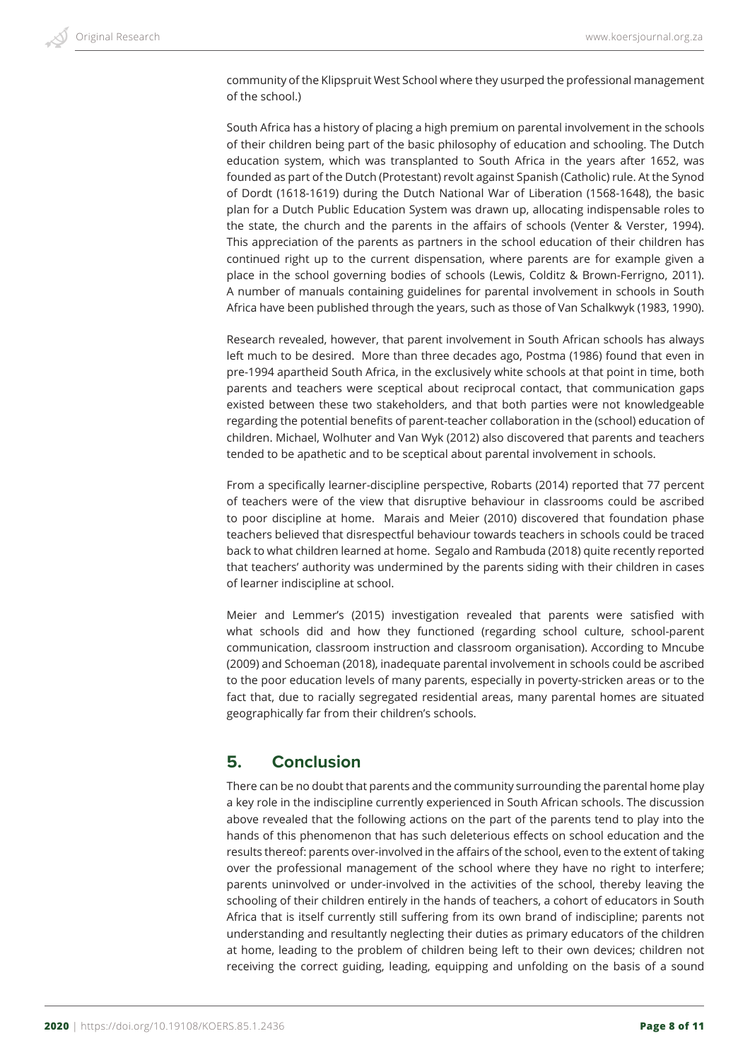community of the Klipspruit West School where they usurped the professional management of the school.)

South Africa has a history of placing a high premium on parental involvement in the schools of their children being part of the basic philosophy of education and schooling. The Dutch education system, which was transplanted to South Africa in the years after 1652, was founded as part of the Dutch (Protestant) revolt against Spanish (Catholic) rule. At the Synod of Dordt (1618-1619) during the Dutch National War of Liberation (1568-1648), the basic plan for a Dutch Public Education System was drawn up, allocating indispensable roles to the state, the church and the parents in the affairs of schools (Venter & Verster, 1994). This appreciation of the parents as partners in the school education of their children has continued right up to the current dispensation, where parents are for example given a place in the school governing bodies of schools (Lewis, Colditz & Brown-Ferrigno, 2011). A number of manuals containing guidelines for parental involvement in schools in South Africa have been published through the years, such as those of Van Schalkwyk (1983, 1990).

Research revealed, however, that parent involvement in South African schools has always left much to be desired. More than three decades ago, Postma (1986) found that even in pre-1994 apartheid South Africa, in the exclusively white schools at that point in time, both parents and teachers were sceptical about reciprocal contact, that communication gaps existed between these two stakeholders, and that both parties were not knowledgeable regarding the potential benefits of parent-teacher collaboration in the (school) education of children. Michael, Wolhuter and Van Wyk (2012) also discovered that parents and teachers tended to be apathetic and to be sceptical about parental involvement in schools.

From a specifically learner-discipline perspective, Robarts (2014) reported that 77 percent of teachers were of the view that disruptive behaviour in classrooms could be ascribed to poor discipline at home. Marais and Meier (2010) discovered that foundation phase teachers believed that disrespectful behaviour towards teachers in schools could be traced back to what children learned at home. Segalo and Rambuda (2018) quite recently reported that teachers' authority was undermined by the parents siding with their children in cases of learner indiscipline at school.

Meier and Lemmer's (2015) investigation revealed that parents were satisfied with what schools did and how they functioned (regarding school culture, school-parent communication, classroom instruction and classroom organisation). According to Mncube (2009) and Schoeman (2018), inadequate parental involvement in schools could be ascribed to the poor education levels of many parents, especially in poverty-stricken areas or to the fact that, due to racially segregated residential areas, many parental homes are situated geographically far from their children's schools.

## 5. Conclusion

There can be no doubt that parents and the community surrounding the parental home play a key role in the indiscipline currently experienced in South African schools. The discussion above revealed that the following actions on the part of the parents tend to play into the hands of this phenomenon that has such deleterious effects on school education and the results thereof: parents over-involved in the affairs of the school, even to the extent of taking over the professional management of the school where they have no right to interfere; parents uninvolved or under-involved in the activities of the school, thereby leaving the schooling of their children entirely in the hands of teachers, a cohort of educators in South Africa that is itself currently still suffering from its own brand of indiscipline; parents not understanding and resultantly neglecting their duties as primary educators of the children at home, leading to the problem of children being left to their own devices; children not receiving the correct guiding, leading, equipping and unfolding on the basis of a sound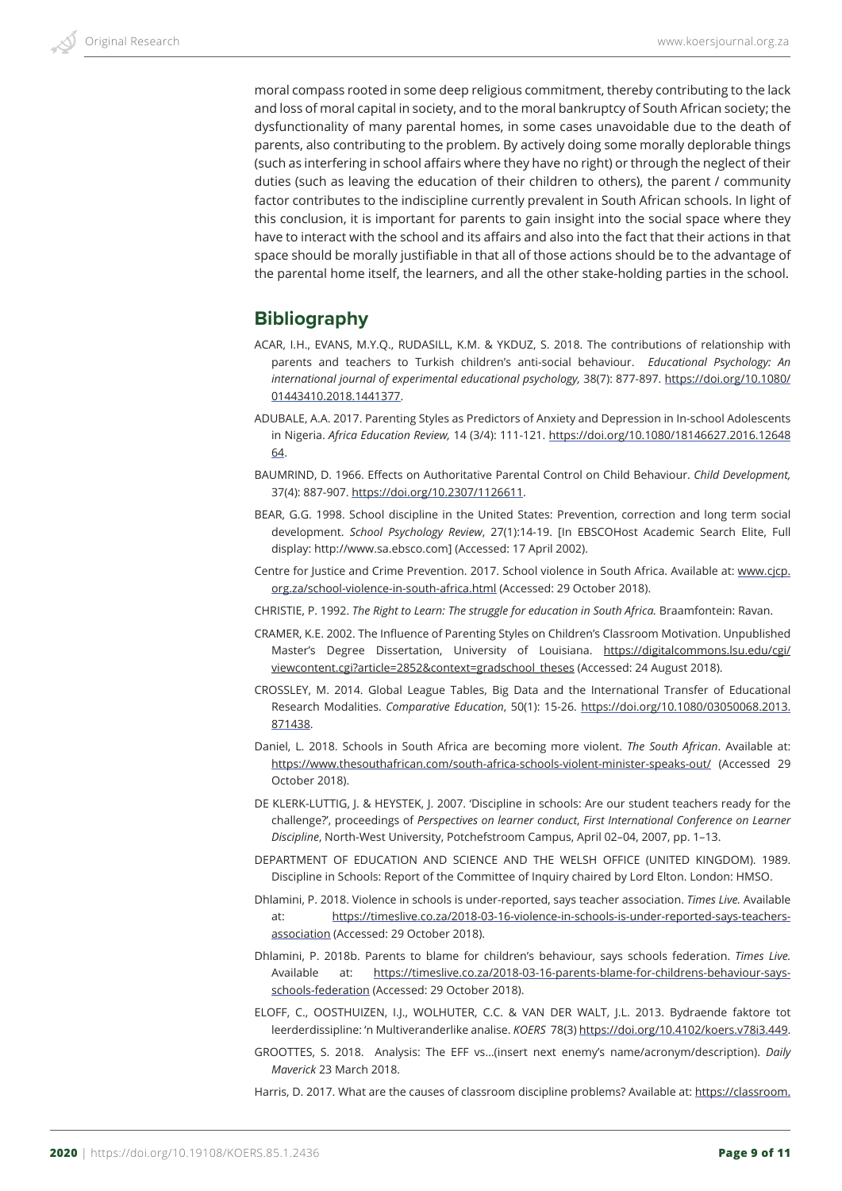moral compass rooted in some deep religious commitment, thereby contributing to the lack and loss of moral capital in society, and to the moral bankruptcy of South African society; the dysfunctionality of many parental homes, in some cases unavoidable due to the death of parents, also contributing to the problem. By actively doing some morally deplorable things (such as interfering in school affairs where they have no right) or through the neglect of their duties (such as leaving the education of their children to others), the parent / community factor contributes to the indiscipline currently prevalent in South African schools. In light of this conclusion, it is important for parents to gain insight into the social space where they have to interact with the school and its affairs and also into the fact that their actions in that space should be morally justifiable in that all of those actions should be to the advantage of the parental home itself, the learners, and all the other stake-holding parties in the school.

## Bibliography

ACAR, I.H., EVANS, M.Y.Q., RUDASILL, K.M. & YKDUZ, S. 2018. The contributions of relationship with parents and teachers to Turkish children's anti-social behaviour. *Educational Psychology: An international journal of experimental educational psychology,* 38(7): 877-897. https://doi.org/10.1080/01443410.2018.1441377.

ADUBALE, A.A. 2017. Parenting Styles as Predictors of Anxiety and Depression in In-school Adolescents in Nigeria. *Africa Education Review,* 14 (3/4): 111-121. https://doi.org/10.1080/18146627.2016.1264864.

BAUMRIND, D. 1966. Effects on Authoritative Parental Control on Child Behaviour. *Child Development,* 37(4): 887-907. https://doi.org/10.2307/1126611.

BEAR, G.G. 1998. School discipline in the United States: Prevention, correction and long term social development. *School Psychology Review*, 27(1):14-19. [In EBSCOHost Academic Search Elite, Full display: http://www.sa.ebsco.com] (Accessed: 17 April 2002).

Centre for Justice and Crime Prevention. 2017. School violence in South Africa. Available at: www.cjcp.org.za/school-violence-in-south-africa.html (Accessed: 29 October 2018).

CHRISTIE, P. 1992. *The Right to Learn: The struggle for education in South Africa.* Braamfontein: Ravan.

CRAMER, K.E. 2002. The Influence of Parenting Styles on Children's Classroom Motivation. Unpublished Master's Degree Dissertation, University of Louisiana. https://digitalcommons.lsu.edu/cgi/viewcontent.cgi?article=2852&context=gradschool_theses (Accessed: 24 August 2018).

CROSSLEY, M. 2014. Global League Tables, Big Data and the International Transfer of Educational Research Modalities. *Comparative Education*, 50(1): 15-26. https://doi.org/10.1080/03050068.2013.871438.

Daniel, L. 2018. Schools in South Africa are becoming more violent. *The South African*. Available at: https://www.thesouthafrican.com/south-africa-schools-violent-minister-speaks-out/ (Accessed 29 October 2018).

DE KLERK-LUTTIG, J. & HEYSTEK, J. 2007. 'Discipline in schools: Are our student teachers ready for the challenge?', proceedings of *Perspectives on learner conduct*, *First International Conference on Learner Discipline*, North-West University, Potchefstroom Campus, April 02–04, 2007, pp. 1–13.

DEPARTMENT OF EDUCATION AND SCIENCE AND THE WELSH OFFICE (UNITED KINGDOM). 1989. Discipline in Schools: Report of the Committee of Inquiry chaired by Lord Elton. London: HMSO.

Dhlamini, P. 2018. Violence in schools is under-reported, says teacher association. *Times Live.* Available at: https://timeslive.co.za/2018-03-16-violence-in-schools-is-under-reported-says-teachers-association (Accessed: 29 October 2018).

Dhlamini, P. 2018b. Parents to blame for children's behaviour, says schools federation. *Times Live.* Available at: https://timeslive.co.za/2018-03-16-parents-blame-for-childrens-behaviour-says-schools-federation (Accessed: 29 October 2018).

ELOFF, C., OOSTHUIZEN, I.J., WOLHUTER, C.C. & VAN DER WALT, J.L. 2013. Bydraende faktore tot leerderdissipline: 'n Multiveranderlike analise. *KOERS* 78(3) https://doi.org/10.4102/koers.v78i3.449.

GROOTTES, S. 2018. Analysis: The EFF vs...(insert next enemy's name/acronym/description). *Daily Maverick* 23 March 2018.

Harris, D. 2017. What are the causes of classroom discipline problems? Available at: https://classroom.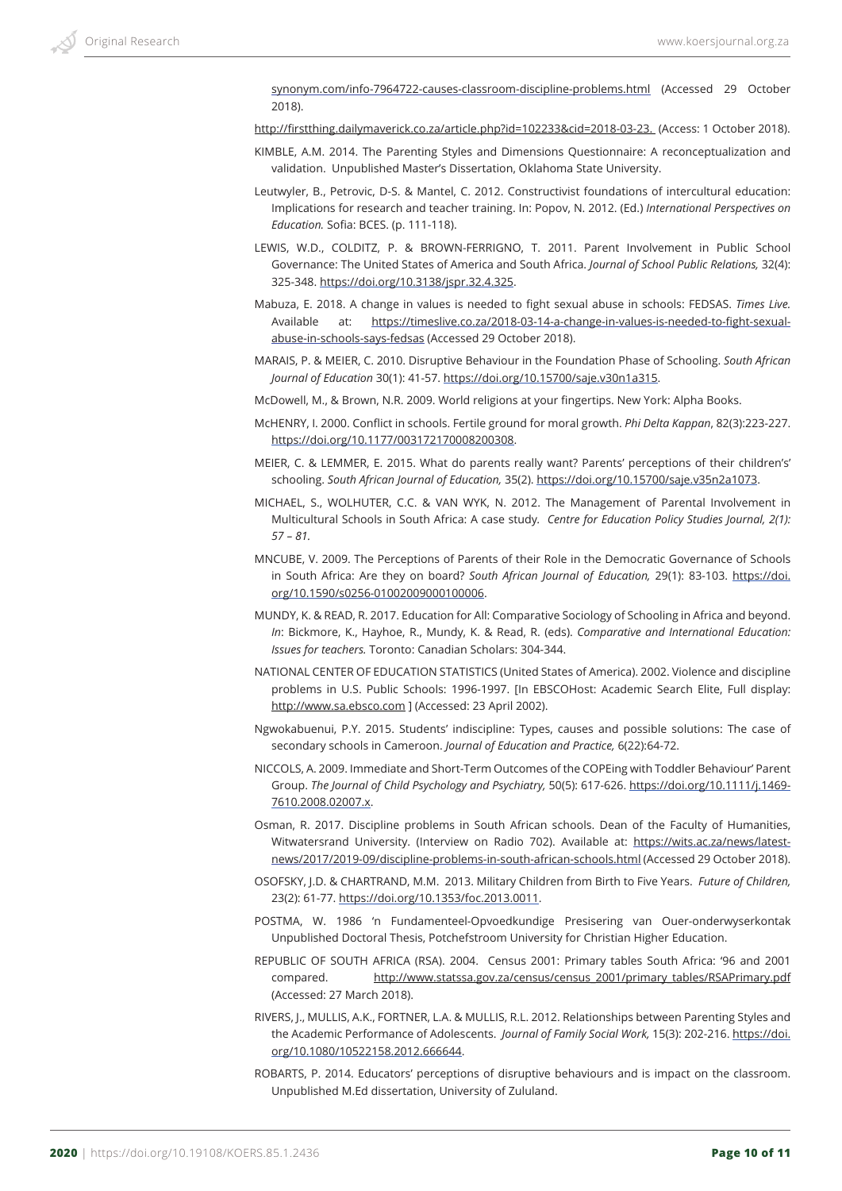synonym.com/info-7964722-causes-classroom-discipline-problems.html (Accessed 29 October 2018).

http://firstthing.dailymaverick.co.za/article.php?id=102233&cid=2018-03-23. (Access: 1 October 2018).

KIMBLE, A.M. 2014. The Parenting Styles and Dimensions Questionnaire: A reconceptualization and validation. Unpublished Master's Dissertation, Oklahoma State University.

Leutwyler, B., Petrovic, D-S. & Mantel, C. 2012. Constructivist foundations of intercultural education: Implications for research and teacher training. In: Popov, N. 2012. (Ed.) *International Perspectives on Education.* Sofia: BCES. (p. 111-118).

LEWIS, W.D., COLDITZ, P. & BROWN-FERRIGNO, T. 2011. Parent Involvement in Public School Governance: The United States of America and South Africa. *Journal of School Public Relations,* 32(4): 325-348. https://doi.org/10.3138/jspr.32.4.325.

Mabuza, E. 2018. A change in values is needed to fight sexual abuse in schools: FEDSAS. *Times Live.* Available at: https://timeslive.co.za/2018-03-14-a-change-in-values-is-needed-to-fight-sexual-abuse-in-schools-says-fedsas (Accessed 29 October 2018).

MARAIS, P. & MEIER, C. 2010. Disruptive Behaviour in the Foundation Phase of Schooling. *South African Journal of Education* 30(1): 41-57. https://doi.org/10.15700/saje.v30n1a315.

McDowell, M., & Brown, N.R. 2009. World religions at your fingertips. New York: Alpha Books.

McHENRY, I. 2000. Conflict in schools. Fertile ground for moral growth. *Phi Delta Kappan*, 82(3):223-227. https://doi.org/10.1177/003172170008200308.

MEIER, C. & LEMMER, E. 2015. What do parents really want? Parents' perceptions of their children's' schooling. *South African Journal of Education,* 35(2). https://doi.org/10.15700/saje.v35n2a1073.

MICHAEL, S., WOLHUTER, C.C. & VAN WYK, N. 2012. The Management of Parental Involvement in Multicultural Schools in South Africa: A case study. *Centre for Education Policy Studies Journal, 2(1): 57 – 81.*

MNCUBE, V. 2009. The Perceptions of Parents of their Role in the Democratic Governance of Schools in South Africa: Are they on board? *South African Journal of Education,* 29(1): 83-103. https://doi.org/10.1590/s0256-01002009000100006.

MUNDY, K. & READ, R. 2017. Education for All: Comparative Sociology of Schooling in Africa and beyond. *In*: Bickmore, K., Hayhoe, R., Mundy, K. & Read, R. (eds). *Comparative and International Education: Issues for teachers.* Toronto: Canadian Scholars: 304-344.

NATIONAL CENTER OF EDUCATION STATISTICS (United States of America). 2002. Violence and discipline problems in U.S. Public Schools: 1996-1997. [In EBSCOHost: Academic Search Elite, Full display: http://www.sa.ebsco.com ] (Accessed: 23 April 2002).

Ngwokabuenui, P.Y. 2015. Students' indiscipline: Types, causes and possible solutions: The case of secondary schools in Cameroon. *Journal of Education and Practice,* 6(22):64-72.

NICCOLS, A. 2009. Immediate and Short-Term Outcomes of the COPEing with Toddler Behaviour' Parent Group. *The Journal of Child Psychology and Psychiatry,* 50(5): 617-626. https://doi.org/10.1111/j.1469-7610.2008.02007.x.

Osman, R. 2017. Discipline problems in South African schools. Dean of the Faculty of Humanities, Witwatersrand University. (Interview on Radio 702). Available at: https://wits.ac.za/news/latest-news/2017/2019-09/discipline-problems-in-south-african-schools.html (Accessed 29 October 2018).

OSOFSKY, J.D. & CHARTRAND, M.M. 2013. Military Children from Birth to Five Years. *Future of Children,* 23(2): 61-77. https://doi.org/10.1353/foc.2013.0011.

POSTMA, W. 1986 'n Fundamenteel-Opvoedkundige Presisering van Ouer-onderwyserkontak Unpublished Doctoral Thesis, Potchefstroom University for Christian Higher Education.

REPUBLIC OF SOUTH AFRICA (RSA). 2004. Census 2001: Primary tables South Africa: '96 and 2001 compared. http://www.statssa.gov.za/census/census_2001/primary_tables/RSAPrimary.pdf (Accessed: 27 March 2018).

RIVERS, J., MULLIS, A.K., FORTNER, L.A. & MULLIS, R.L. 2012. Relationships between Parenting Styles and the Academic Performance of Adolescents. *Journal of Family Social Work,* 15(3): 202-216. https://doi.org/10.1080/10522158.2012.666644.

ROBARTS, P. 2014. Educators' perceptions of disruptive behaviours and is impact on the classroom. Unpublished M.Ed dissertation, University of Zululand.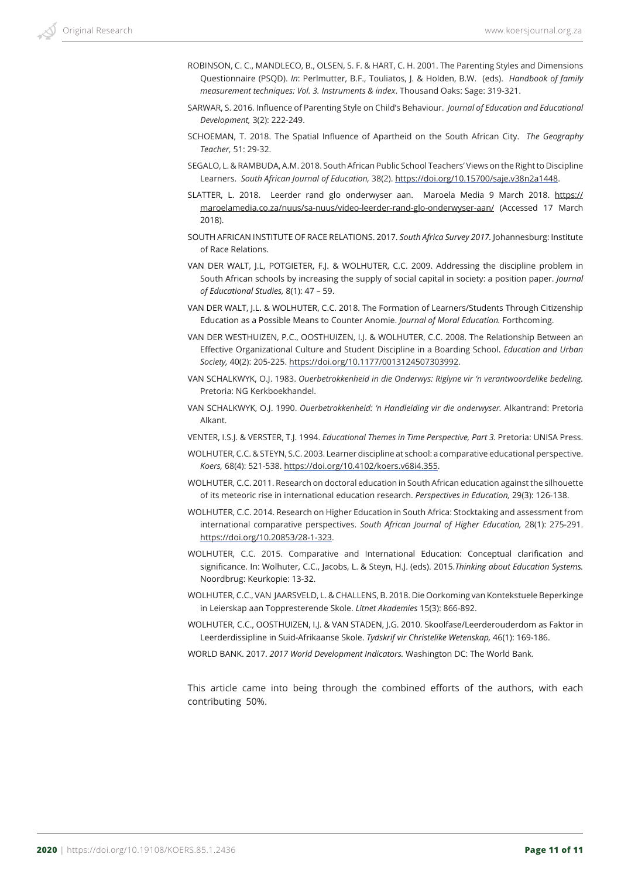ROBINSON, C. C., MANDLECO, B., OLSEN, S. F. & HART, C. H. 2001. The Parenting Styles and Dimensions Questionnaire (PSQD). *In*: Perlmutter, B.F., Touliatos, J. & Holden, B.W. (eds). *Handbook of family measurement techniques: Vol. 3. Instruments & index*. Thousand Oaks: Sage: 319-321.

SARWAR, S. 2016. Influence of Parenting Style on Child's Behaviour. *Journal of Education and Educational Development,* 3(2): 222-249.

SCHOEMAN, T. 2018. The Spatial Influence of Apartheid on the South African City. *The Geography Teacher,* 51: 29-32.

SEGALO, L. & RAMBUDA, A.M. 2018. South African Public School Teachers' Views on the Right to Discipline Learners. *South African Journal of Education,* 38(2). https://doi.org/10.15700/saje.v38n2a1448.

SLATTER, L. 2018. Leerder rand glo onderwyser aan. Maroela Media 9 March 2018. https://maroelamedia.co.za/nuus/sa-nuus/video-leerder-rand-glo-onderwyser-aan/ (Accessed 17 March 2018).

SOUTH AFRICAN INSTITUTE OF RACE RELATIONS. 2017. *South Africa Survey 2017.* Johannesburg: Institute of Race Relations.

VAN DER WALT, J.L, POTGIETER, F.J. & WOLHUTER, C.C. 2009. Addressing the discipline problem in South African schools by increasing the supply of social capital in society: a position paper. *Journal of Educational Studies,* 8(1): 47 – 59.

VAN DER WALT, J.L. & WOLHUTER, C.C. 2018. The Formation of Learners/Students Through Citizenship Education as a Possible Means to Counter Anomie. *Journal of Moral Education.* Forthcoming.

VAN DER WESTHUIZEN, P.C., OOSTHUIZEN, I.J. & WOLHUTER, C.C. 2008. The Relationship Between an Effective Organizational Culture and Student Discipline in a Boarding School. *Education and Urban Society,* 40(2): 205-225. https://doi.org/10.1177/0013124507303992.

VAN SCHALKWYK, O.J. 1983. *Ouerbetrokkenheid in die Onderwys: Riglyne vir 'n verantwoordelike bedeling.* Pretoria: NG Kerkboekhandel.

VAN SCHALKWYK, O.J. 1990. *Ouerbetrokkenheid: 'n Handleiding vir die onderwyser.* Alkantrand: Pretoria Alkant.

VENTER, I.S.J. & VERSTER, T.J. 1994. *Educational Themes in Time Perspective, Part 3.* Pretoria: UNISA Press.

WOLHUTER, C.C. & STEYN, S.C. 2003. Learner discipline at school: a comparative educational perspective. *Koers,* 68(4): 521-538. https://doi.org/10.4102/koers.v68i4.355.

WOLHUTER, C.C. 2011. Research on doctoral education in South African education against the silhouette of its meteoric rise in international education research. *Perspectives in Education,* 29(3): 126-138.

WOLHUTER, C.C. 2014. Research on Higher Education in South Africa: Stocktaking and assessment from international comparative perspectives. *South African Journal of Higher Education,* 28(1): 275-291. https://doi.org/10.20853/28-1-323.

WOLHUTER, C.C. 2015. Comparative and International Education: Conceptual clarification and significance. In: Wolhuter, C.C., Jacobs, L. & Steyn, H.J. (eds). 2015.*Thinking about Education Systems.* Noordbrug: Keurkopie: 13-32.

WOLHUTER, C.C., VAN JAARSVELD, L. & CHALLENS, B. 2018. Die Oorkoming van Kontekstuele Beperkinge in Leierskap aan Toppresterende Skole. *Litnet Akademies* 15(3): 866-892.

WOLHUTER, C.C., OOSTHUIZEN, I.J. & VAN STADEN, J.G. 2010. Skoolfase/Leerderouderdom as Faktor in Leerderdissipline in Suid-Afrikaanse Skole. *Tydskrif vir Christelike Wetenskap,* 46(1): 169-186.

WORLD BANK. 2017. *2017 World Development Indicators.* Washington DC: The World Bank.

This article came into being through the combined efforts of the authors, with each contributing 50%.